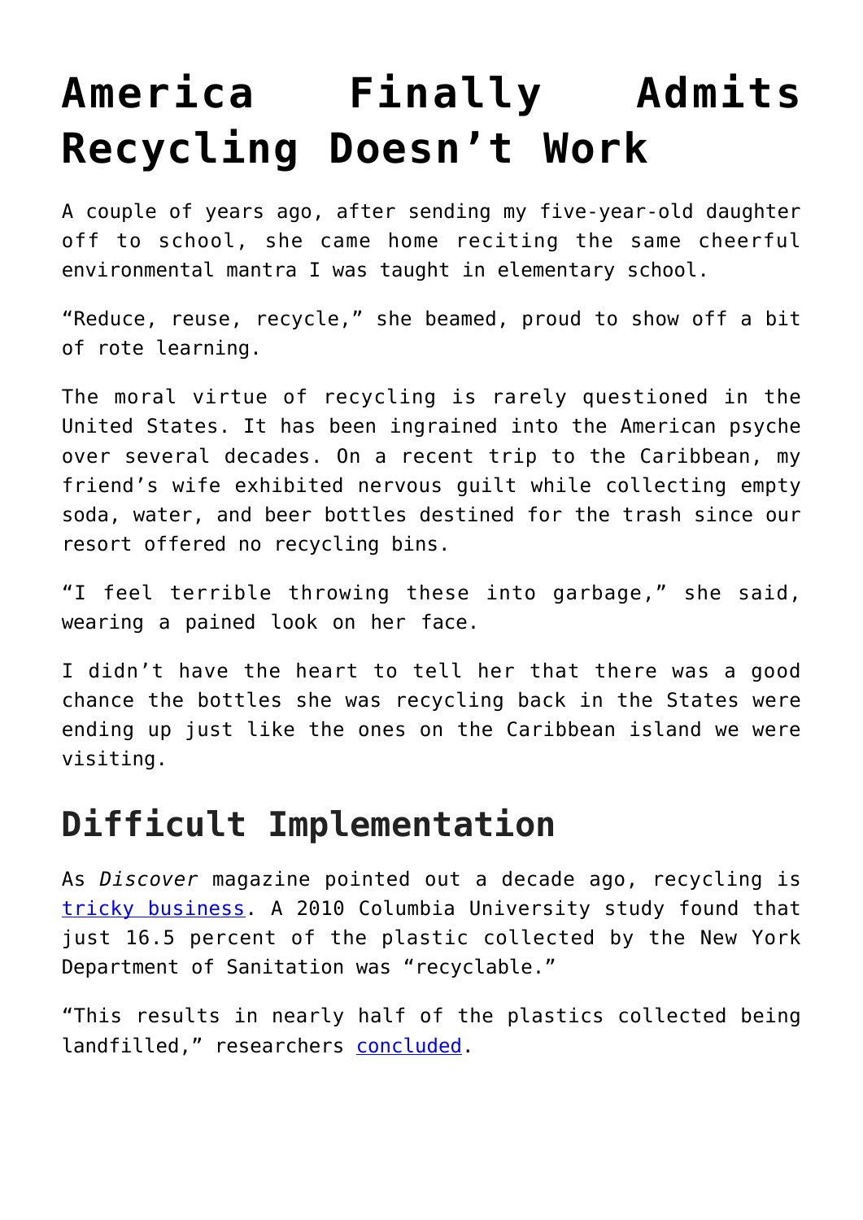# America Finally Admits Recycling Doesn't Work

A couple of years ago, after sending my five-year-old daughter off to school, she came home reciting the same cheerful environmental mantra I was taught in elementary school.

"Reduce, reuse, recycle," she beamed, proud to show off a bit of rote learning.

The moral virtue of recycling is rarely questioned in the United States. It has been ingrained into the American psyche over several decades. On a recent trip to the Caribbean, my friend's wife exhibited nervous guilt while collecting empty soda, water, and beer bottles destined for the trash since our resort offered no recycling bins.

"I feel terrible throwing these into garbage," she said, wearing a pained look on her face.

I didn't have the heart to tell her that there was a good chance the bottles she was recycling back in the States were ending up just like the ones on the Caribbean island we were visiting.

## Difficult Implementation

As *Discover* magazine pointed out a decade ago, recycling is tricky business. A 2010 Columbia University study found that just 16.5 percent of the plastic collected by the New York Department of Sanitation was "recyclable."

"This results in nearly half of the plastics collected being landfilled," researchers concluded.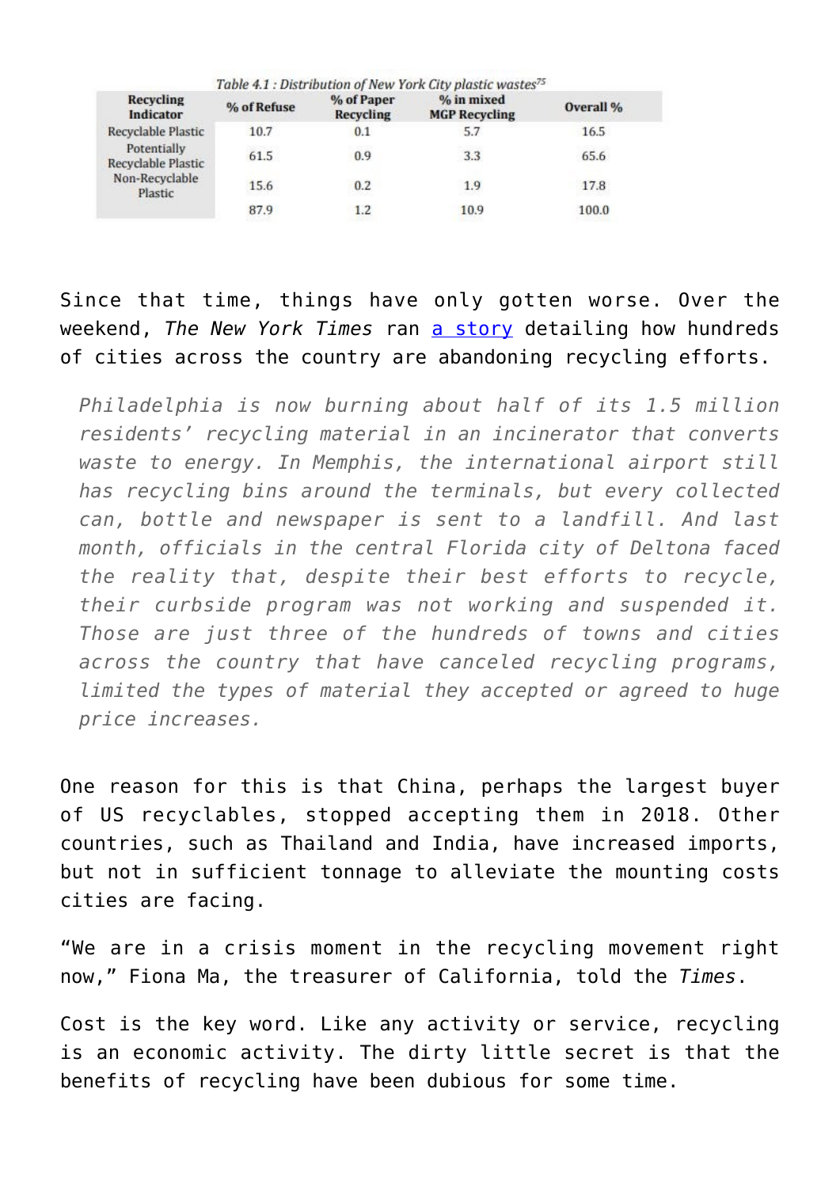*Table 4.1 : Distribution of New York City plastic wastes*[75]

| Recycling Indicator | % of Refuse | % of Paper Recycling | % in mixed MGP Recycling | Overall % |
|---|---|---|---|---|
| Recyclable Plastic | 10.7 | 0.1 | 5.7 | 16.5 |
| Potentially Recyclable Plastic | 61.5 | 0.9 | 3.3 | 65.6 |
| Non-Recyclable Plastic | 15.6 | 0.2 | 1.9 | 17.8 |
| | 87.9 | 1.2 | 10.9 | 100.0 |

Since that time, things have only gotten worse. Over the weekend, *The New York Times* ran [a story](#) detailing how hundreds of cities across the country are abandoning recycling efforts.

> *Philadelphia is now burning about half of its 1.5 million residents' recycling material in an incinerator that converts waste to energy. In Memphis, the international airport still has recycling bins around the terminals, but every collected can, bottle and newspaper is sent to a landfill. And last month, officials in the central Florida city of Deltona faced the reality that, despite their best efforts to recycle, their curbside program was not working and suspended it. Those are just three of the hundreds of towns and cities across the country that have canceled recycling programs, limited the types of material they accepted or agreed to huge price increases.*

One reason for this is that China, perhaps the largest buyer of US recyclables, stopped accepting them in 2018. Other countries, such as Thailand and India, have increased imports, but not in sufficient tonnage to alleviate the mounting costs cities are facing.

"We are in a crisis moment in the recycling movement right now," Fiona Ma, the treasurer of California, told the *Times*.

Cost is the key word. Like any activity or service, recycling is an economic activity. The dirty little secret is that the benefits of recycling have been dubious for some time.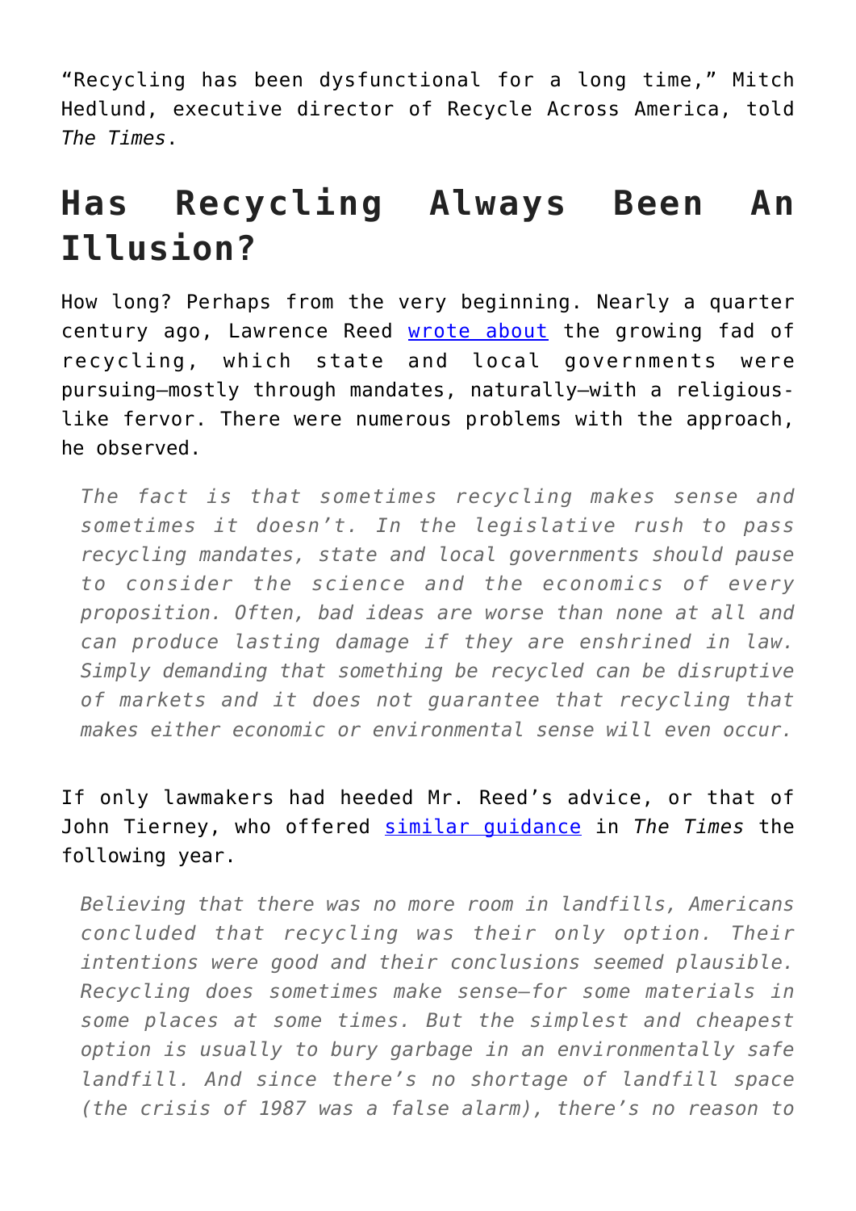"Recycling has been dysfunctional for a long time," Mitch Hedlund, executive director of Recycle Across America, told *The Times*.

## Has Recycling Always Been An Illusion?

How long? Perhaps from the very beginning. Nearly a quarter century ago, Lawrence Reed [wrote about]() the growing fad of recycling, which state and local governments were pursuing—mostly through mandates, naturally—with a religious-like fervor. There were numerous problems with the approach, he observed.

> *The fact is that sometimes recycling makes sense and sometimes it doesn't. In the legislative rush to pass recycling mandates, state and local governments should pause to consider the science and the economics of every proposition. Often, bad ideas are worse than none at all and can produce lasting damage if they are enshrined in law. Simply demanding that something be recycled can be disruptive of markets and it does not guarantee that recycling that makes either economic or environmental sense will even occur.*

If only lawmakers had heeded Mr. Reed's advice, or that of John Tierney, who offered [similar guidance]() in *The Times* the following year.

> *Believing that there was no more room in landfills, Americans concluded that recycling was their only option. Their intentions were good and their conclusions seemed plausible. Recycling does sometimes make sense—for some materials in some places at some times. But the simplest and cheapest option is usually to bury garbage in an environmentally safe landfill. And since there's no shortage of landfill space (the crisis of 1987 was a false alarm), there's no reason to*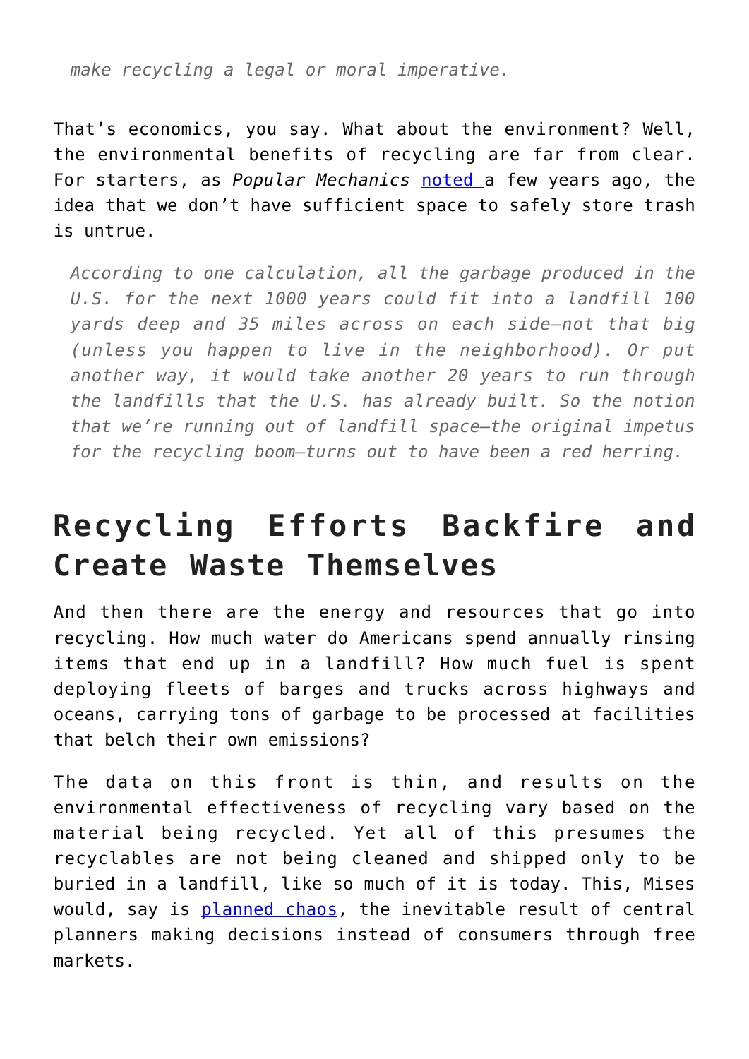> *make recycling a legal or moral imperative.*

That's economics, you say. What about the environment? Well, the environmental benefits of recycling are far from clear. For starters, as *Popular Mechanics* noted a few years ago, the idea that we don't have sufficient space to safely store trash is untrue.

> *According to one calculation, all the garbage produced in the U.S. for the next 1000 years could fit into a landfill 100 yards deep and 35 miles across on each side—not that big (unless you happen to live in the neighborhood). Or put another way, it would take another 20 years to run through the landfills that the U.S. has already built. So the notion that we're running out of landfill space—the original impetus for the recycling boom—turns out to have been a red herring.*

## Recycling Efforts Backfire and Create Waste Themselves

And then there are the energy and resources that go into recycling. How much water do Americans spend annually rinsing items that end up in a landfill? How much fuel is spent deploying fleets of barges and trucks across highways and oceans, carrying tons of garbage to be processed at facilities that belch their own emissions?

The data on this front is thin, and results on the environmental effectiveness of recycling vary based on the material being recycled. Yet all of this presumes the recyclables are not being cleaned and shipped only to be buried in a landfill, like so much of it is today. This, Mises would, say is planned chaos, the inevitable result of central planners making decisions instead of consumers through free markets.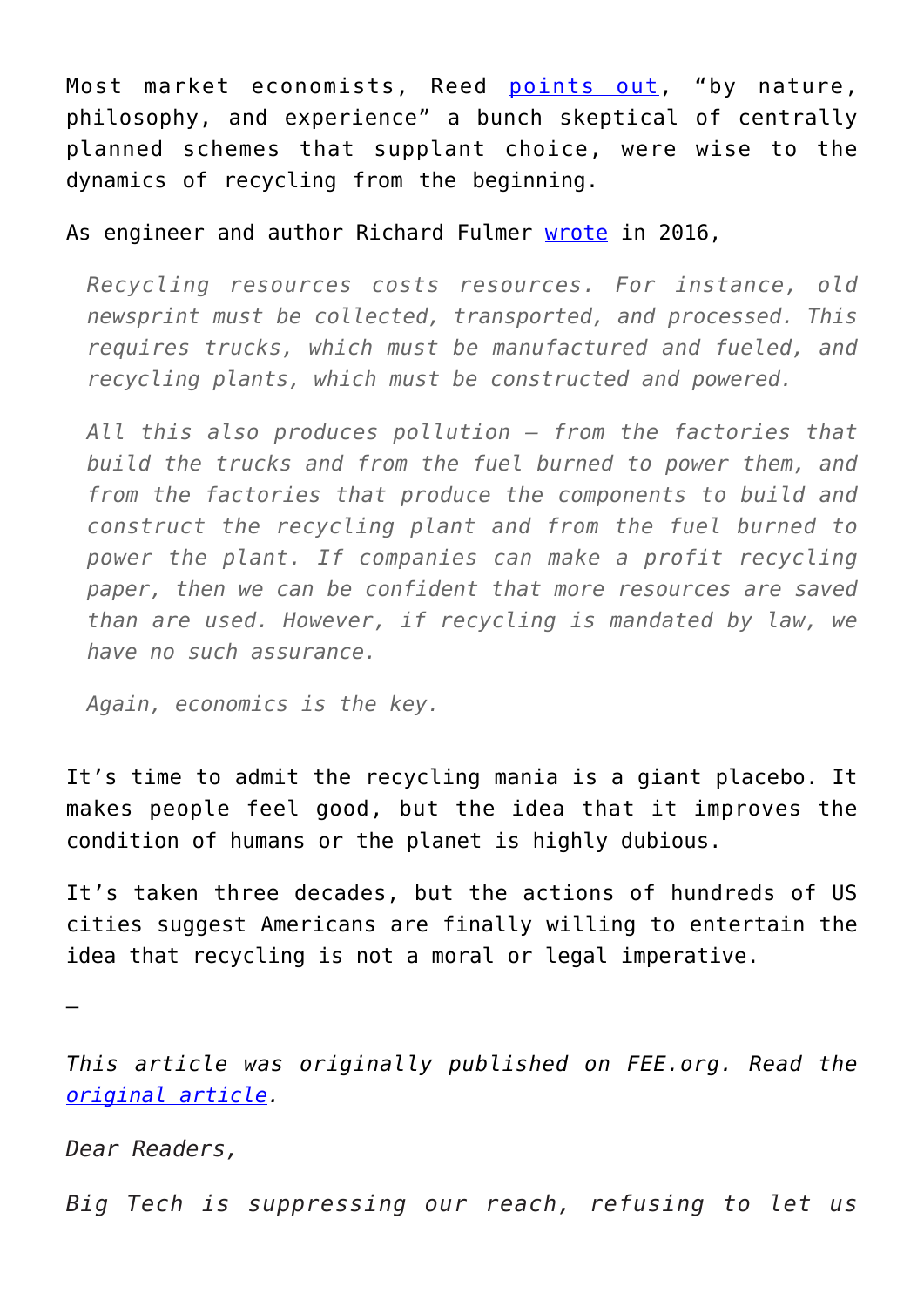Most market economists, Reed points out, "by nature, philosophy, and experience" a bunch skeptical of centrally planned schemes that supplant choice, were wise to the dynamics of recycling from the beginning.

As engineer and author Richard Fulmer wrote in 2016,

> *Recycling resources costs resources. For instance, old newsprint must be collected, transported, and processed. This requires trucks, which must be manufactured and fueled, and recycling plants, which must be constructed and powered.*
>
> *All this also produces pollution – from the factories that build the trucks and from the fuel burned to power them, and from the factories that produce the components to build and construct the recycling plant and from the fuel burned to power the plant. If companies can make a profit recycling paper, then we can be confident that more resources are saved than are used. However, if recycling is mandated by law, we have no such assurance.*
>
> *Again, economics is the key.*

It's time to admit the recycling mania is a giant placebo. It makes people feel good, but the idea that it improves the condition of humans or the planet is highly dubious.

It's taken three decades, but the actions of hundreds of US cities suggest Americans are finally willing to entertain the idea that recycling is not a moral or legal imperative.

—

*This article was originally published on FEE.org. Read the original article.*

*Dear Readers,*

*Big Tech is suppressing our reach, refusing to let us*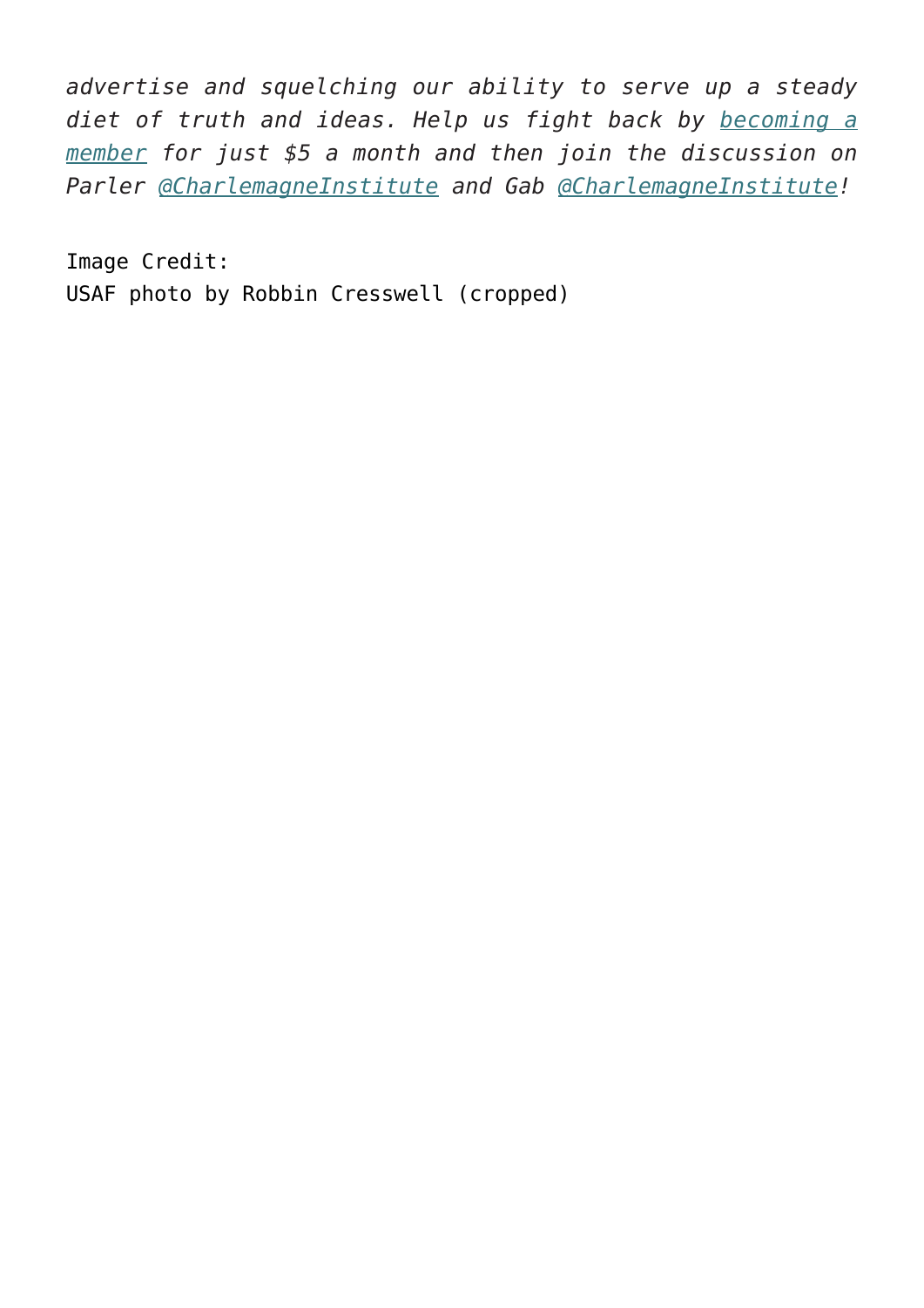*advertise and squelching our ability to serve up a steady diet of truth and ideas. Help us fight back by becoming a member for just $5 a month and then join the discussion on Parler @CharlemagneInstitute and Gab @CharlemagneInstitute!*

Image Credit:
USAF photo by Robbin Cresswell (cropped)